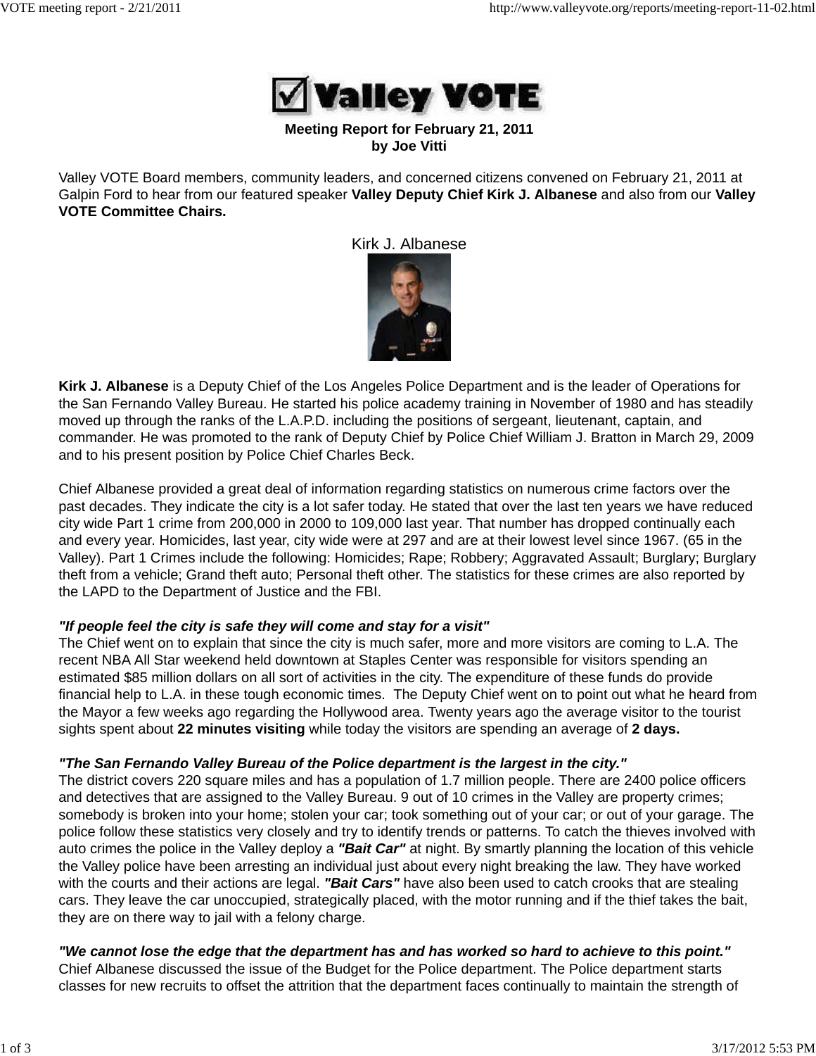**Meeting Report for February 21, 2011**
**by Joe Vitti**

Valley VOTE Board members, community leaders, and concerned citizens convened on February 21, 2011 at Galpin Ford to hear from our featured speaker **Valley Deputy Chief Kirk J. Albanese** and also from our **Valley VOTE Committee Chairs.**

Kirk J. Albanese

**Kirk J. Albanese** is a Deputy Chief of the Los Angeles Police Department and is the leader of Operations for the San Fernando Valley Bureau. He started his police academy training in November of 1980 and has steadily moved up through the ranks of the L.A.P.D. including the positions of sergeant, lieutenant, captain, and commander. He was promoted to the rank of Deputy Chief by Police Chief William J. Bratton in March 29, 2009 and to his present position by Police Chief Charles Beck.

Chief Albanese provided a great deal of information regarding statistics on numerous crime factors over the past decades. They indicate the city is a lot safer today. He stated that over the last ten years we have reduced city wide Part 1 crime from 200,000 in 2000 to 109,000 last year. That number has dropped continually each and every year. Homicides, last year, city wide were at 297 and are at their lowest level since 1967. (65 in the Valley). Part 1 Crimes include the following: Homicides; Rape; Robbery; Aggravated Assault; Burglary; Burglary theft from a vehicle; Grand theft auto; Personal theft other. The statistics for these crimes are also reported by the LAPD to the Department of Justice and the FBI.

***"If people feel the city is safe they will come and stay for a visit"***
The Chief went on to explain that since the city is much safer, more and more visitors are coming to L.A. The recent NBA All Star weekend held downtown at Staples Center was responsible for visitors spending an estimated $85 million dollars on all sort of activities in the city. The expenditure of these funds do provide financial help to L.A. in these tough economic times. The Deputy Chief went on to point out what he heard from the Mayor a few weeks ago regarding the Hollywood area. Twenty years ago the average visitor to the tourist sights spent about **22 minutes visiting** while today the visitors are spending an average of **2 days.**

***"The San Fernando Valley Bureau of the Police department is the largest in the city."***
The district covers 220 square miles and has a population of 1.7 million people. There are 2400 police officers and detectives that are assigned to the Valley Bureau. 9 out of 10 crimes in the Valley are property crimes; somebody is broken into your home; stolen your car; took something out of your car; or out of your garage. The police follow these statistics very closely and try to identify trends or patterns. To catch the thieves involved with auto crimes the police in the Valley deploy a ***"Bait Car"*** at night. By smartly planning the location of this vehicle the Valley police have been arresting an individual just about every night breaking the law. They have worked with the courts and their actions are legal. ***"Bait Cars"*** have also been used to catch crooks that are stealing cars. They leave the car unoccupied, strategically placed, with the motor running and if the thief takes the bait, they are on there way to jail with a felony charge.

***"We cannot lose the edge that the department has and has worked so hard to achieve to this point."***
Chief Albanese discussed the issue of the Budget for the Police department. The Police department starts classes for new recruits to offset the attrition that the department faces continually to maintain the strength of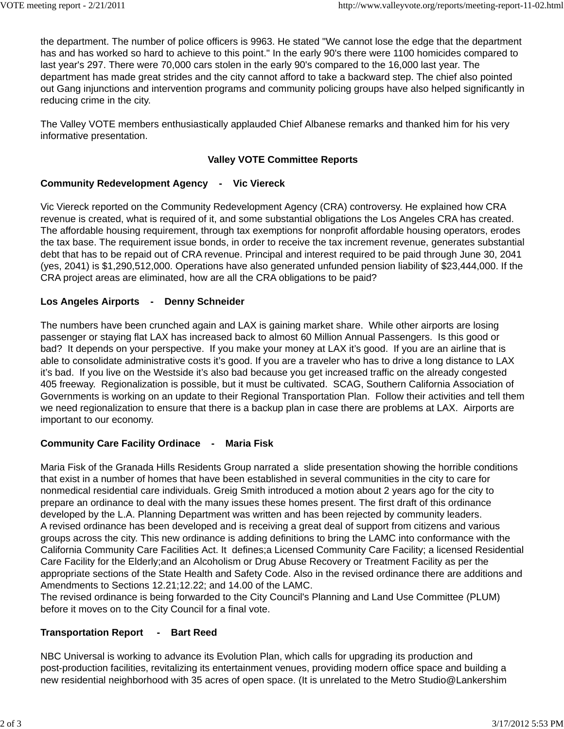the department. The number of police officers is 9963. He stated "We cannot lose the edge that the department has and has worked so hard to achieve to this point." In the early 90's there were 1100 homicides compared to last year's 297. There were 70,000 cars stolen in the early 90's compared to the 16,000 last year. The department has made great strides and the city cannot afford to take a backward step. The chief also pointed out Gang injunctions and intervention programs and community policing groups have also helped significantly in reducing crime in the city.

The Valley VOTE members enthusiastically applauded Chief Albanese remarks and thanked him for his very informative presentation.

## Valley VOTE Committee Reports

**Community Redevelopment Agency - Vic Viereck**

Vic Viereck reported on the Community Redevelopment Agency (CRA) controversy. He explained how CRA revenue is created, what is required of it, and some substantial obligations the Los Angeles CRA has created. The affordable housing requirement, through tax exemptions for nonprofit affordable housing operators, erodes the tax base. The requirement issue bonds, in order to receive the tax increment revenue, generates substantial debt that has to be repaid out of CRA revenue. Principal and interest required to be paid through June 30, 2041 (yes, 2041) is $1,290,512,000. Operations have also generated unfunded pension liability of $23,444,000. If the CRA project areas are eliminated, how are all the CRA obligations to be paid?

**Los Angeles Airports - Denny Schneider**

The numbers have been crunched again and LAX is gaining market share. While other airports are losing passenger or staying flat LAX has increased back to almost 60 Million Annual Passengers. Is this good or bad? It depends on your perspective. If you make your money at LAX it's good. If you are an airline that is able to consolidate administrative costs it's good. If you are a traveler who has to drive a long distance to LAX it's bad. If you live on the Westside it's also bad because you get increased traffic on the already congested 405 freeway. Regionalization is possible, but it must be cultivated. SCAG, Southern California Association of Governments is working on an update to their Regional Transportation Plan. Follow their activities and tell them we need regionalization to ensure that there is a backup plan in case there are problems at LAX. Airports are important to our economy.

**Community Care Facility Ordinace - Maria Fisk**

Maria Fisk of the Granada Hills Residents Group narrated a slide presentation showing the horrible conditions that exist in a number of homes that have been established in several communities in the city to care for nonmedical residential care individuals. Greig Smith introduced a motion about 2 years ago for the city to prepare an ordinance to deal with the many issues these homes present. The first draft of this ordinance developed by the L.A. Planning Department was written and has been rejected by community leaders.
A revised ordinance has been developed and is receiving a great deal of support from citizens and various groups across the city. This new ordinance is adding definitions to bring the LAMC into conformance with the California Community Care Facilities Act. It defines;a Licensed Community Care Facility; a licensed Residential Care Facility for the Elderly;and an Alcoholism or Drug Abuse Recovery or Treatment Facility as per the appropriate sections of the State Health and Safety Code. Also in the revised ordinance there are additions and Amendments to Sections 12.21;12.22; and 14.00 of the LAMC.
The revised ordinance is being forwarded to the City Council's Planning and Land Use Committee (PLUM) before it moves on to the City Council for a final vote.

**Transportation Report - Bart Reed**

NBC Universal is working to advance its Evolution Plan, which calls for upgrading its production and post-production facilities, revitalizing its entertainment venues, providing modern office space and building a new residential neighborhood with 35 acres of open space. (It is unrelated to the Metro Studio@Lankershim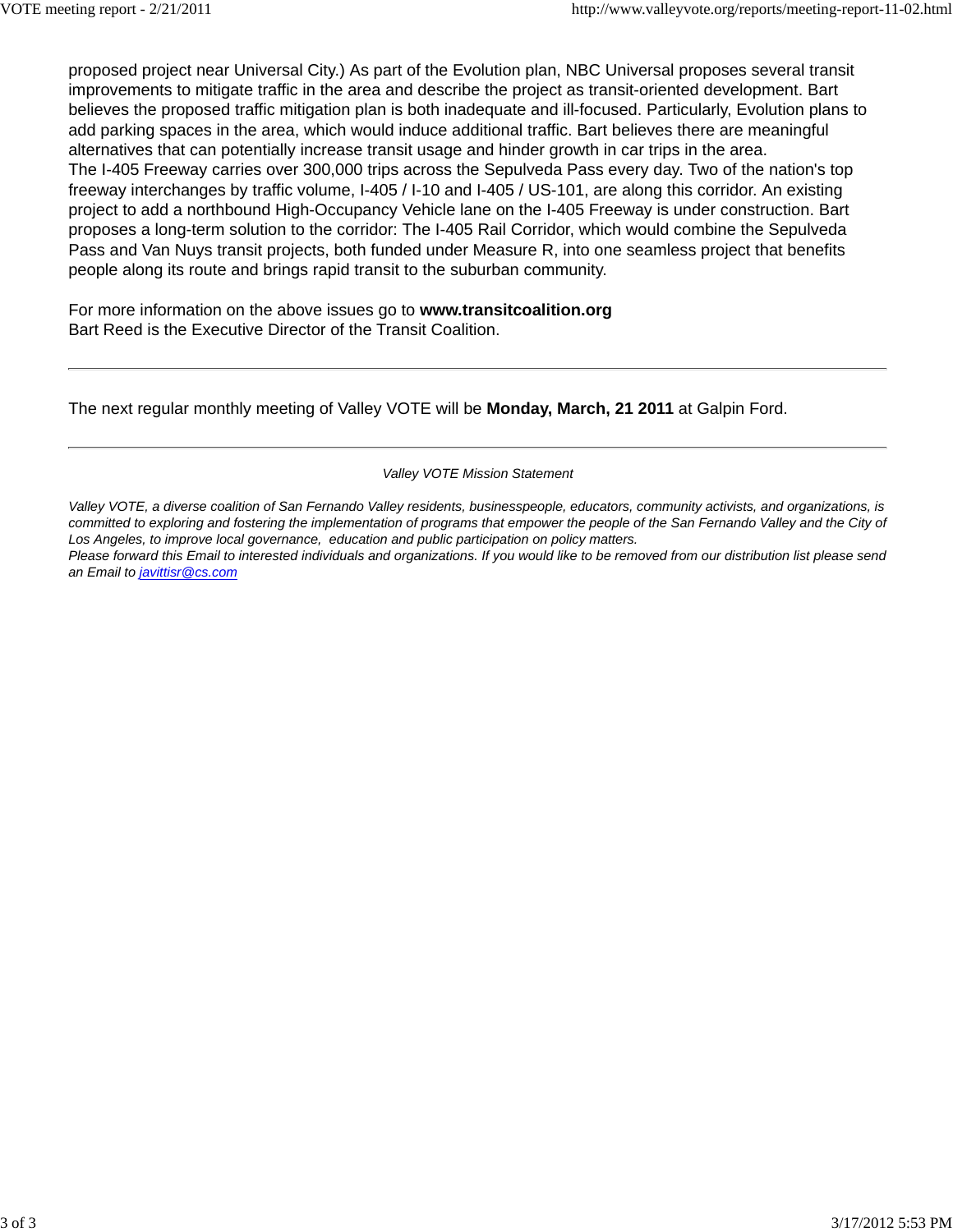proposed project near Universal City.) As part of the Evolution plan, NBC Universal proposes several transit improvements to mitigate traffic in the area and describe the project as transit-oriented development. Bart believes the proposed traffic mitigation plan is both inadequate and ill-focused. Particularly, Evolution plans to add parking spaces in the area, which would induce additional traffic. Bart believes there are meaningful alternatives that can potentially increase transit usage and hinder growth in car trips in the area.
The I-405 Freeway carries over 300,000 trips across the Sepulveda Pass every day. Two of the nation's top freeway interchanges by traffic volume, I-405 / I-10 and I-405 / US-101, are along this corridor. An existing project to add a northbound High-Occupancy Vehicle lane on the I-405 Freeway is under construction. Bart proposes a long-term solution to the corridor: The I-405 Rail Corridor, which would combine the Sepulveda Pass and Van Nuys transit projects, both funded under Measure R, into one seamless project that benefits people along its route and brings rapid transit to the suburban community.

For more information on the above issues go to **www.transitcoalition.org**
Bart Reed is the Executive Director of the Transit Coalition.

---

The next regular monthly meeting of Valley VOTE will be **Monday, March, 21 2011** at Galpin Ford.

---

*Valley VOTE Mission Statement*

*Valley VOTE, a diverse coalition of San Fernando Valley residents, businesspeople, educators, community activists, and organizations, is committed to exploring and fostering the implementation of programs that empower the people of the San Fernando Valley and the City of Los Angeles, to improve local governance, education and public participation on policy matters.*
*Please forward this Email to interested individuals and organizations. If you would like to be removed from our distribution list please send an Email to javittisr@cs.com*